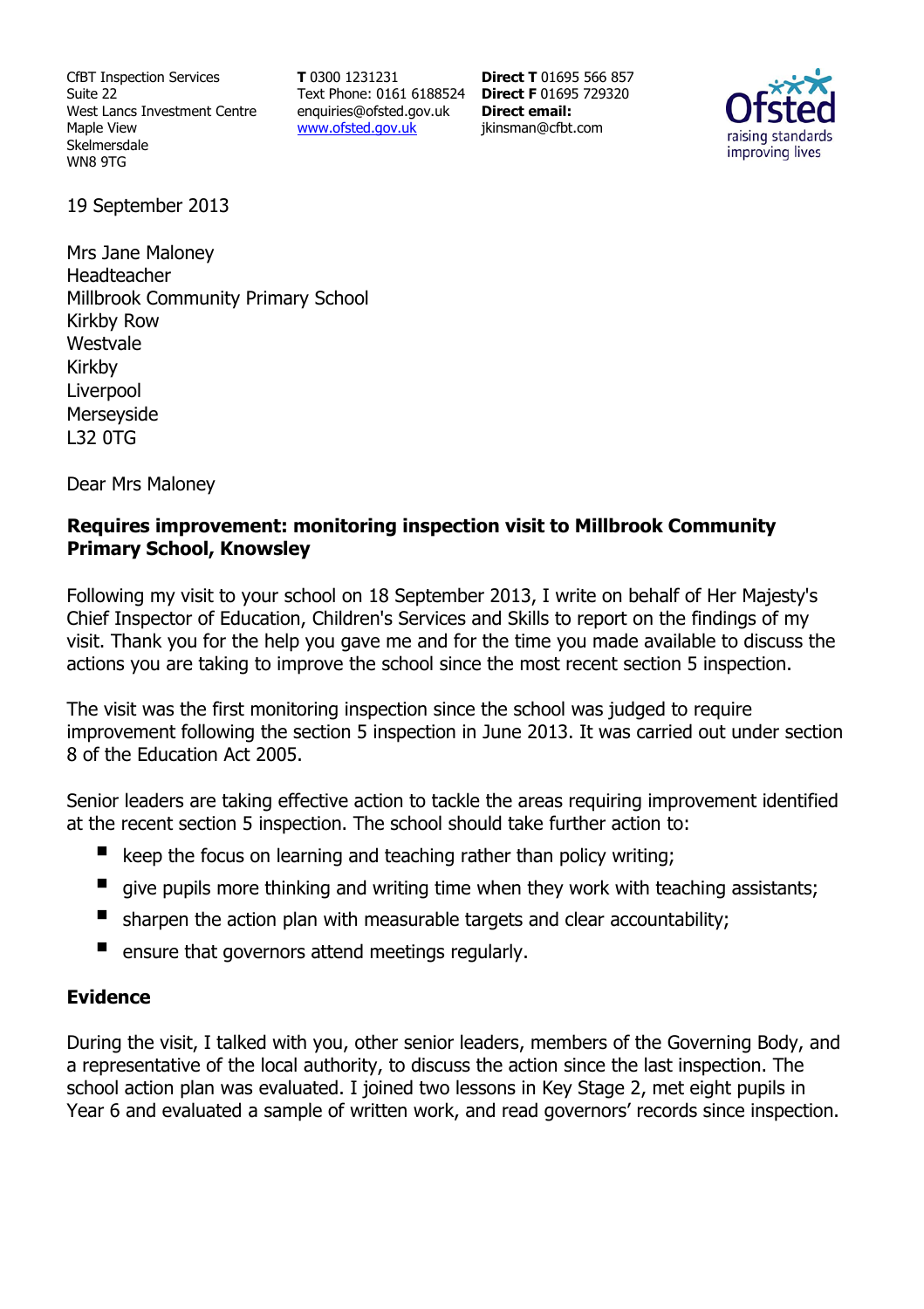CfBT Inspection Services
Suite 22
West Lancs Investment Centre
Maple View
Skelmersdale
WN8 9TG

**T** 0300 1231231
Text Phone: 0161 6188524
enquiries@ofsted.gov.uk
www.ofsted.gov.uk

**Direct T** 01695 566 857
**Direct F** 01695 729320
**Direct email:**
jkinsman@cfbt.com

Ofsted
raising standards
improving lives

19 September 2013

Mrs Jane Maloney
Headteacher
Millbrook Community Primary School
Kirkby Row
Westvale
Kirkby
Liverpool
Merseyside
L32 0TG

Dear Mrs Maloney

**Requires improvement: monitoring inspection visit to Millbrook Community Primary School, Knowsley**

Following my visit to your school on 18 September 2013, I write on behalf of Her Majesty's Chief Inspector of Education, Children's Services and Skills to report on the findings of my visit. Thank you for the help you gave me and for the time you made available to discuss the actions you are taking to improve the school since the most recent section 5 inspection.

The visit was the first monitoring inspection since the school was judged to require improvement following the section 5 inspection in June 2013. It was carried out under section 8 of the Education Act 2005.

Senior leaders are taking effective action to tackle the areas requiring improvement identified at the recent section 5 inspection. The school should take further action to:

- keep the focus on learning and teaching rather than policy writing;
- give pupils more thinking and writing time when they work with teaching assistants;
- sharpen the action plan with measurable targets and clear accountability;
- ensure that governors attend meetings regularly.

## Evidence

During the visit, I talked with you, other senior leaders, members of the Governing Body, and a representative of the local authority, to discuss the action since the last inspection. The school action plan was evaluated. I joined two lessons in Key Stage 2, met eight pupils in Year 6 and evaluated a sample of written work, and read governors' records since inspection.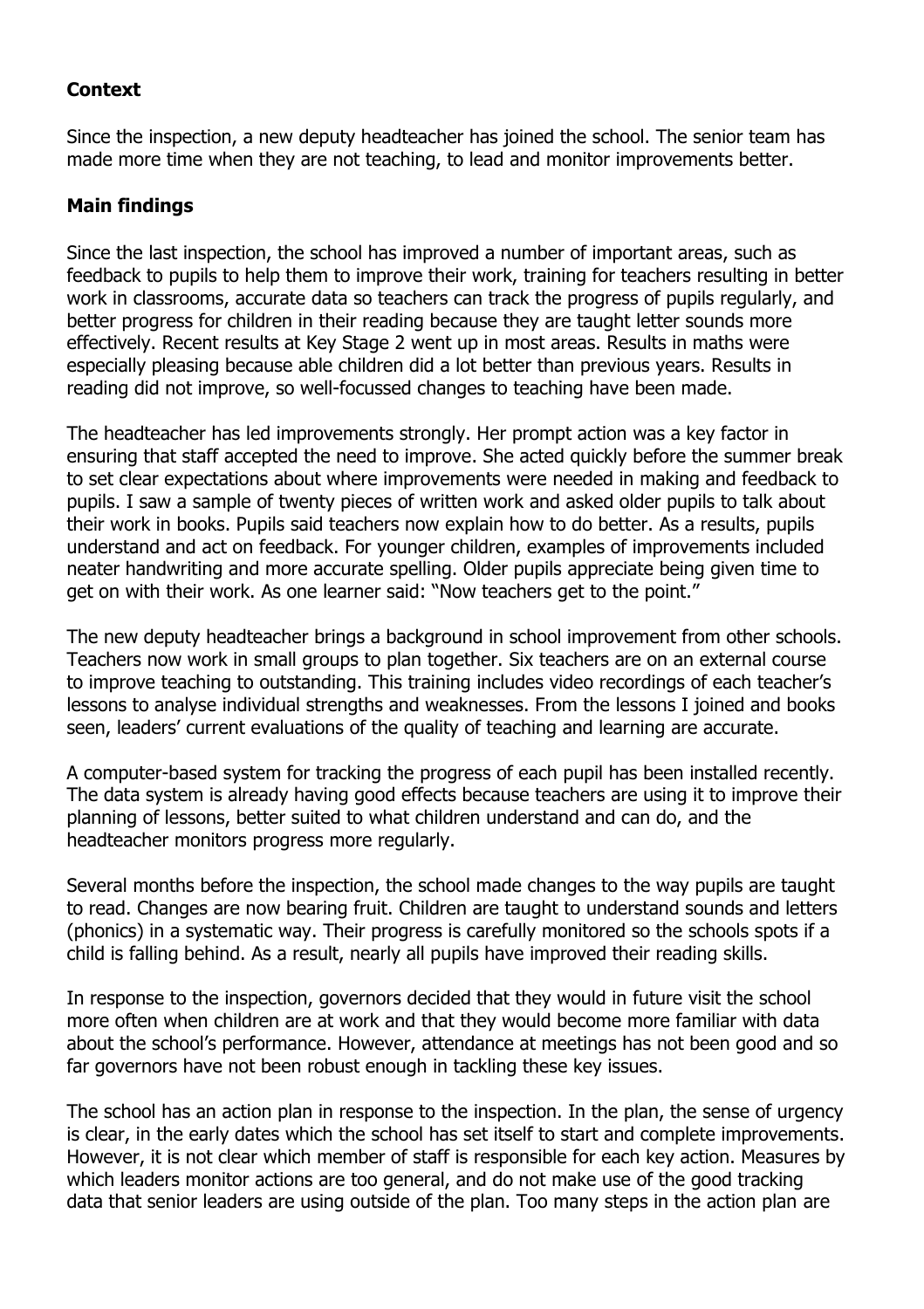**Context**

Since the inspection, a new deputy headteacher has joined the school. The senior team has made more time when they are not teaching, to lead and monitor improvements better.

**Main findings**

Since the last inspection, the school has improved a number of important areas, such as feedback to pupils to help them to improve their work, training for teachers resulting in better work in classrooms, accurate data so teachers can track the progress of pupils regularly, and better progress for children in their reading because they are taught letter sounds more effectively. Recent results at Key Stage 2 went up in most areas. Results in maths were especially pleasing because able children did a lot better than previous years. Results in reading did not improve, so well-focussed changes to teaching have been made.

The headteacher has led improvements strongly. Her prompt action was a key factor in ensuring that staff accepted the need to improve. She acted quickly before the summer break to set clear expectations about where improvements were needed in making and feedback to pupils. I saw a sample of twenty pieces of written work and asked older pupils to talk about their work in books. Pupils said teachers now explain how to do better. As a results, pupils understand and act on feedback. For younger children, examples of improvements included neater handwriting and more accurate spelling. Older pupils appreciate being given time to get on with their work. As one learner said: "Now teachers get to the point."

The new deputy headteacher brings a background in school improvement from other schools. Teachers now work in small groups to plan together. Six teachers are on an external course to improve teaching to outstanding. This training includes video recordings of each teacher's lessons to analyse individual strengths and weaknesses. From the lessons I joined and books seen, leaders' current evaluations of the quality of teaching and learning are accurate.

A computer-based system for tracking the progress of each pupil has been installed recently. The data system is already having good effects because teachers are using it to improve their planning of lessons, better suited to what children understand and can do, and the headteacher monitors progress more regularly.

Several months before the inspection, the school made changes to the way pupils are taught to read. Changes are now bearing fruit. Children are taught to understand sounds and letters (phonics) in a systematic way. Their progress is carefully monitored so the schools spots if a child is falling behind. As a result, nearly all pupils have improved their reading skills.

In response to the inspection, governors decided that they would in future visit the school more often when children are at work and that they would become more familiar with data about the school's performance. However, attendance at meetings has not been good and so far governors have not been robust enough in tackling these key issues.

The school has an action plan in response to the inspection. In the plan, the sense of urgency is clear, in the early dates which the school has set itself to start and complete improvements. However, it is not clear which member of staff is responsible for each key action. Measures by which leaders monitor actions are too general, and do not make use of the good tracking data that senior leaders are using outside of the plan. Too many steps in the action plan are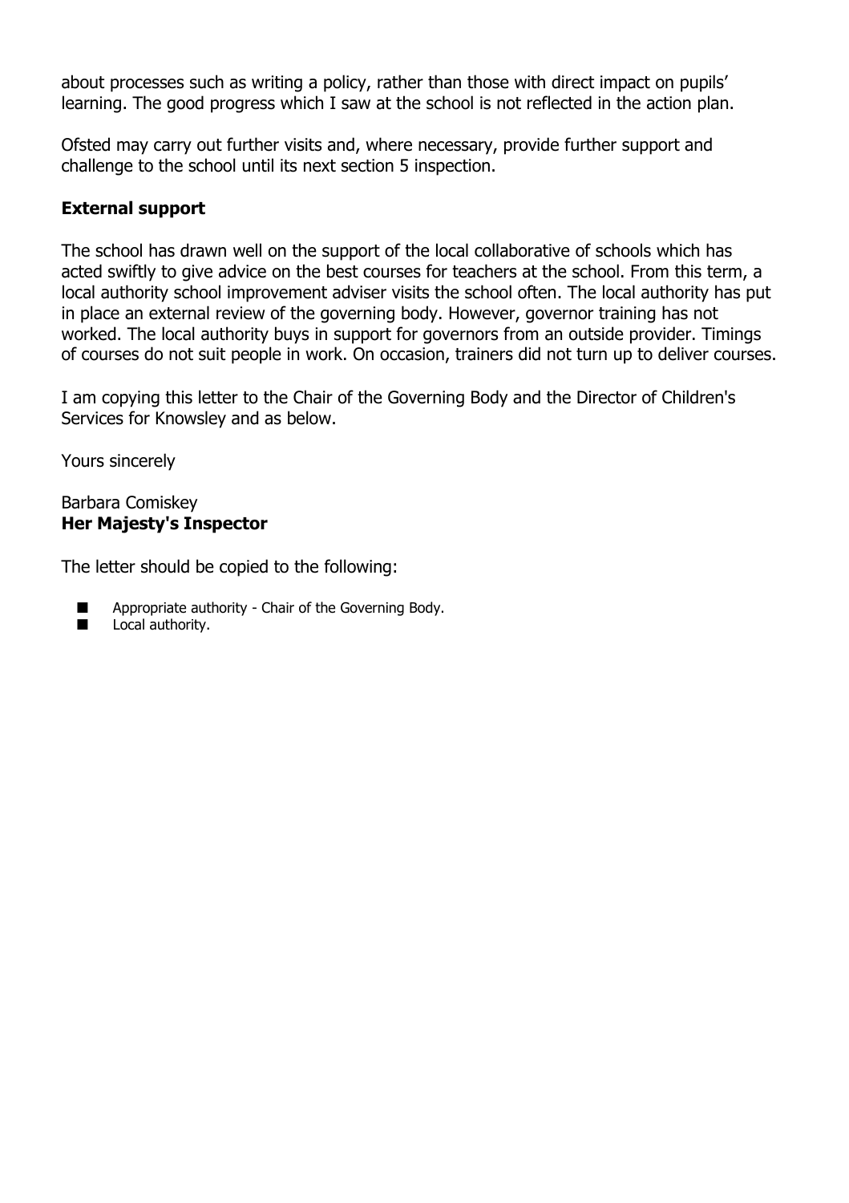about processes such as writing a policy, rather than those with direct impact on pupils' learning. The good progress which I saw at the school is not reflected in the action plan.

Ofsted may carry out further visits and, where necessary, provide further support and challenge to the school until its next section 5 inspection.

### External support

The school has drawn well on the support of the local collaborative of schools which has acted swiftly to give advice on the best courses for teachers at the school. From this term, a local authority school improvement adviser visits the school often. The local authority has put in place an external review of the governing body. However, governor training has not worked. The local authority buys in support for governors from an outside provider. Timings of courses do not suit people in work. On occasion, trainers did not turn up to deliver courses.

I am copying this letter to the Chair of the Governing Body and the Director of Children's Services for Knowsley and as below.

Yours sincerely

Barbara Comiskey
**Her Majesty's Inspector**

The letter should be copied to the following:

- Appropriate authority - Chair of the Governing Body.
- Local authority.